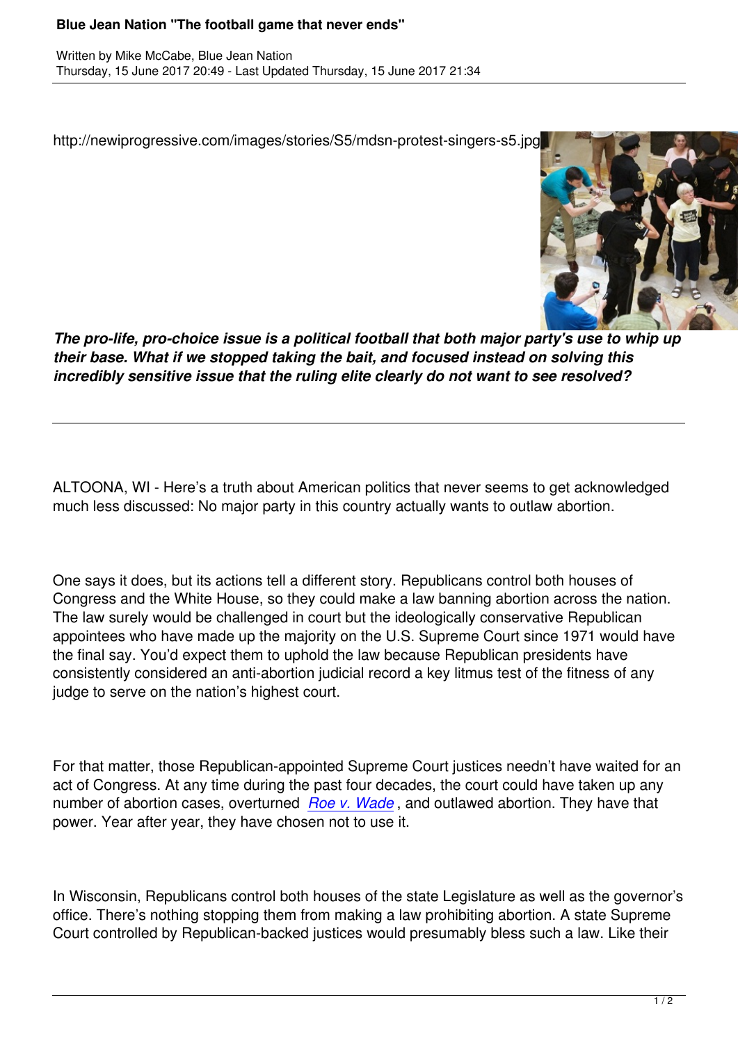http://newiprogressive.com/images/stories/S5/mdsn-protest-singers-s5.jpg

***The pro-life, pro-choice issue is a political football that both major party's use to whip up their base. What if we stopped taking the bait, and focused instead on solving this incredibly sensitive issue that the ruling elite clearly do not want to see resolved?***

---

ALTOONA, WI - Here's a truth about American politics that never seems to get acknowledged much less discussed: No major party in this country actually wants to outlaw abortion.

One says it does, but its actions tell a different story. Republicans control both houses of Congress and the White House, so they could make a law banning abortion across the nation. The law surely would be challenged in court but the ideologically conservative Republican appointees who have made up the majority on the U.S. Supreme Court since 1971 would have the final say. You'd expect them to uphold the law because Republican presidents have consistently considered an anti-abortion judicial record a key litmus test of the fitness of any judge to serve on the nation's highest court.

For that matter, those Republican-appointed Supreme Court justices needn't have waited for an act of Congress. At any time during the past four decades, the court could have taken up any number of abortion cases, overturned *Roe v. Wade*, and outlawed abortion. They have that power. Year after year, they have chosen not to use it.

In Wisconsin, Republicans control both houses of the state Legislature as well as the governor's office. There's nothing stopping them from making a law prohibiting abortion. A state Supreme Court controlled by Republican-backed justices would presumably bless such a law. Like their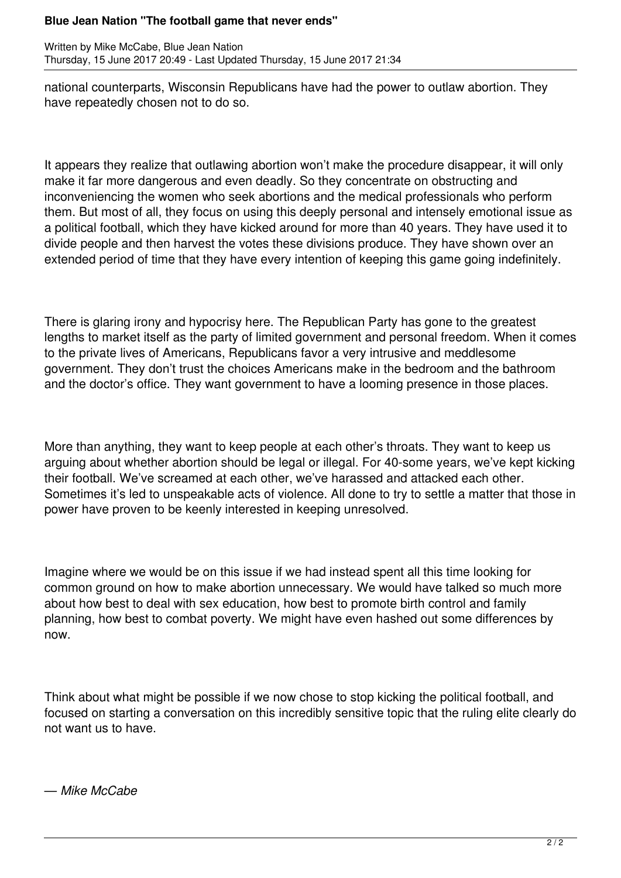national counterparts, Wisconsin Republicans have had the power to outlaw abortion. They have repeatedly chosen not to do so.

It appears they realize that outlawing abortion won't make the procedure disappear, it will only make it far more dangerous and even deadly. So they concentrate on obstructing and inconveniencing the women who seek abortions and the medical professionals who perform them. But most of all, they focus on using this deeply personal and intensely emotional issue as a political football, which they have kicked around for more than 40 years. They have used it to divide people and then harvest the votes these divisions produce. They have shown over an extended period of time that they have every intention of keeping this game going indefinitely.

There is glaring irony and hypocrisy here. The Republican Party has gone to the greatest lengths to market itself as the party of limited government and personal freedom. When it comes to the private lives of Americans, Republicans favor a very intrusive and meddlesome government. They don't trust the choices Americans make in the bedroom and the bathroom and the doctor's office. They want government to have a looming presence in those places.

More than anything, they want to keep people at each other's throats. They want to keep us arguing about whether abortion should be legal or illegal. For 40-some years, we've kept kicking their football. We've screamed at each other, we've harassed and attacked each other. Sometimes it's led to unspeakable acts of violence. All done to try to settle a matter that those in power have proven to be keenly interested in keeping unresolved.

Imagine where we would be on this issue if we had instead spent all this time looking for common ground on how to make abortion unnecessary. We would have talked so much more about how best to deal with sex education, how best to promote birth control and family planning, how best to combat poverty. We might have even hashed out some differences by now.

Think about what might be possible if we now chose to stop kicking the political football, and focused on starting a conversation on this incredibly sensitive topic that the ruling elite clearly do not want us to have.

*— Mike McCabe*